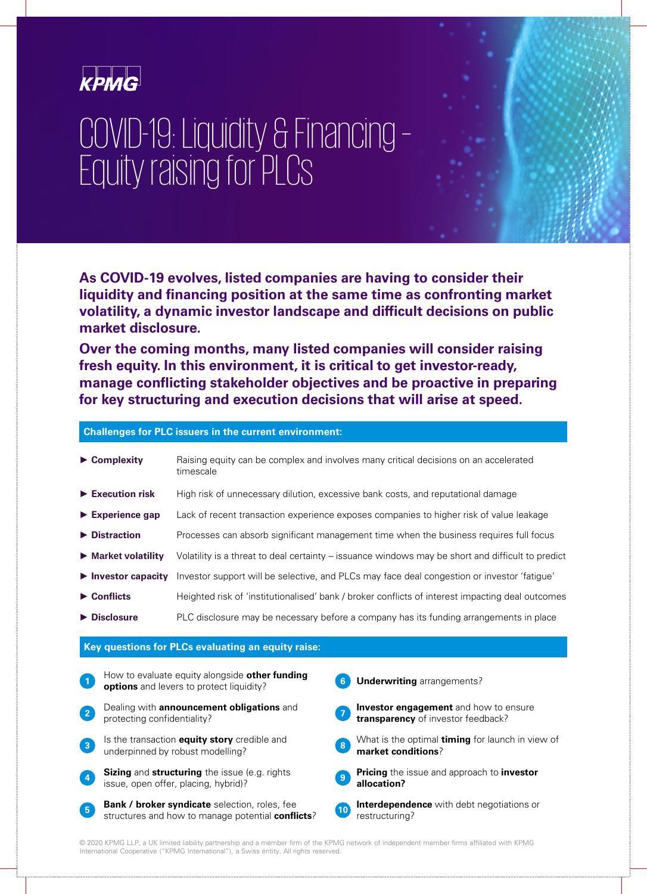KPMG

# COVID-19: Liquidity & Financing – Equity raising for PLCs

**As COVID-19 evolves, listed companies are having to consider their liquidity and financing position at the same time as confronting market volatility, a dynamic investor landscape and difficult decisions on public market disclosure.**

**Over the coming months, many listed companies will consider raising fresh equity. In this environment, it is critical to get investor-ready, manage conflicting stakeholder objectives and be proactive in preparing for key structuring and execution decisions that will arise at speed.**

## Challenges for PLC issuers in the current environment:

| | |
|---|---|
| ► **Complexity** | Raising equity can be complex and involves many critical decisions on an accelerated timescale |
| ► **Execution risk** | High risk of unnecessary dilution, excessive bank costs, and reputational damage |
| ► **Experience gap** | Lack of recent transaction experience exposes companies to higher risk of value leakage |
| ► **Distraction** | Processes can absorb significant management time when the business requires full focus |
| ► **Market volatility** | Volatility is a threat to deal certainty – issuance windows may be short and difficult to predict |
| ► **Investor capacity** | Investor support will be selective, and PLCs may face deal congestion or investor 'fatigue' |
| ► **Conflicts** | Heightened risk of 'institutionalised' bank / broker conflicts of interest impacting deal outcomes |
| ► **Disclosure** | PLC disclosure may be necessary before a company has its funding arrangements in place |

## Key questions for PLCs evaluating an equity raise:

1. How to evaluate equity alongside **other funding options** and levers to protect liquidity?
2. Dealing with **announcement obligations** and protecting confidentiality?
3. Is the transaction **equity story** credible and underpinned by robust modelling?
4. **Sizing** and **structuring** the issue (e.g. rights issue, open offer, placing, hybrid)?
5. **Bank / broker syndicate** selection, roles, fee structures and how to manage potential **conflicts**?
6. **Underwriting** arrangements?
7. **Investor engagement** and how to ensure **transparency** of investor feedback?
8. What is the optimal **timing** for launch in view of **market conditions**?
9. **Pricing** the issue and approach to **investor allocation?**
10. **Interdependence** with debt negotiations or restructuring?

© 2020 KPMG LLP, a UK limited liability partnership and a member firm of the KPMG network of independent member firms affiliated with KPMG International Cooperative ("KPMG International"), a Swiss entity. All rights reserved.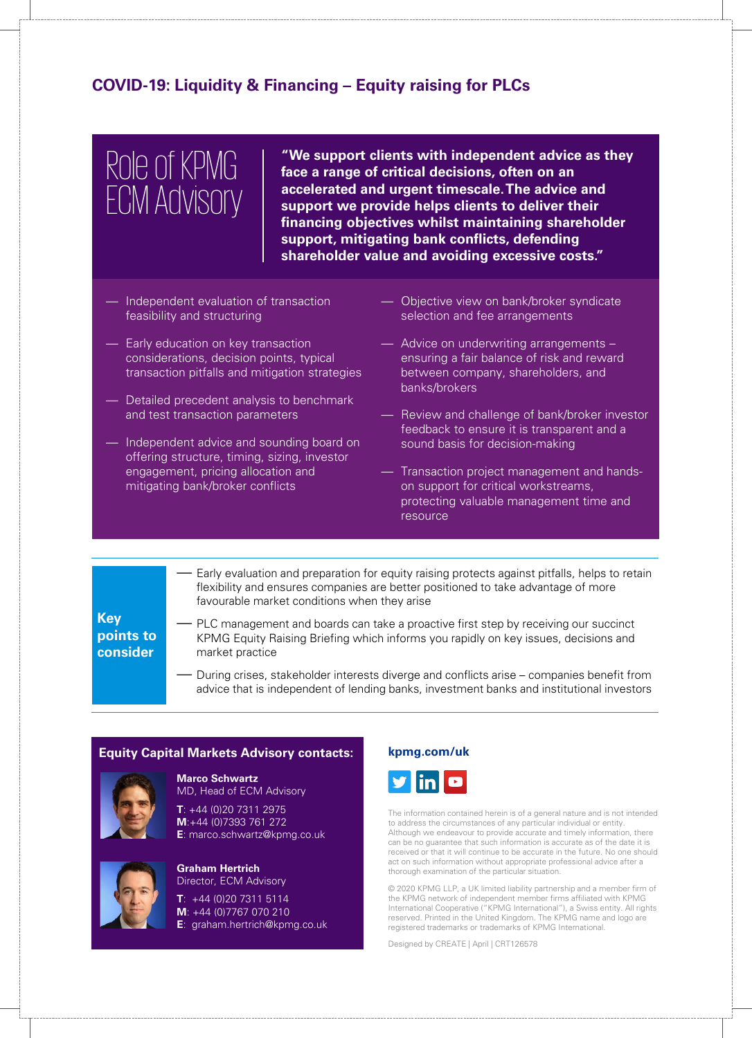## COVID-19: Liquidity & Financing – Equity raising for PLCs

# Role of KPMG ECM Advisory

**"We support clients with independent advice as they face a range of critical decisions, often on an accelerated and urgent timescale. The advice and support we provide helps clients to deliver their financing objectives whilst maintaining shareholder support, mitigating bank conflicts, defending shareholder value and avoiding excessive costs."**

- Independent evaluation of transaction feasibility and structuring
- Early education on key transaction considerations, decision points, typical transaction pitfalls and mitigation strategies
- Detailed precedent analysis to benchmark and test transaction parameters
- Independent advice and sounding board on offering structure, timing, sizing, investor engagement, pricing allocation and mitigating bank/broker conflicts
- Objective view on bank/broker syndicate selection and fee arrangements
- Advice on underwriting arrangements – ensuring a fair balance of risk and reward between company, shareholders, and banks/brokers
- Review and challenge of bank/broker investor feedback to ensure it is transparent and a sound basis for decision-making
- Transaction project management and hands-on support for critical workstreams, protecting valuable management time and resource

### Key points to consider

- Early evaluation and preparation for equity raising protects against pitfalls, helps to retain flexibility and ensures companies are better positioned to take advantage of more favourable market conditions when they arise
- PLC management and boards can take a proactive first step by receiving our succinct KPMG Equity Raising Briefing which informs you rapidly on key issues, decisions and market practice
- During crises, stakeholder interests diverge and conflicts arise – companies benefit from advice that is independent of lending banks, investment banks and institutional investors

### Equity Capital Markets Advisory contacts:

**Marco Schwartz**
MD, Head of ECM Advisory
**T**: +44 (0)20 7311 2975
**M**:+44 (0)7393 761 272
**E**: marco.schwartz@kpmg.co.uk

**Graham Hertrich**
Director, ECM Advisory
**T**: +44 (0)20 7311 5114
**M**: +44 (0)7767 070 210
**E**: graham.hertrich@kpmg.co.uk

**kpmg.com/uk**

The information contained herein is of a general nature and is not intended to address the circumstances of any particular individual or entity. Although we endeavour to provide accurate and timely information, there can be no guarantee that such information is accurate as of the date it is received or that it will continue to be accurate in the future. No one should act on such information without appropriate professional advice after a thorough examination of the particular situation.

© 2020 KPMG LLP, a UK limited liability partnership and a member firm of the KPMG network of independent member firms affiliated with KPMG International Cooperative ("KPMG International"), a Swiss entity. All rights reserved. Printed in the United Kingdom. The KPMG name and logo are registered trademarks or trademarks of KPMG International.

Designed by CREATE | April | CRT126578